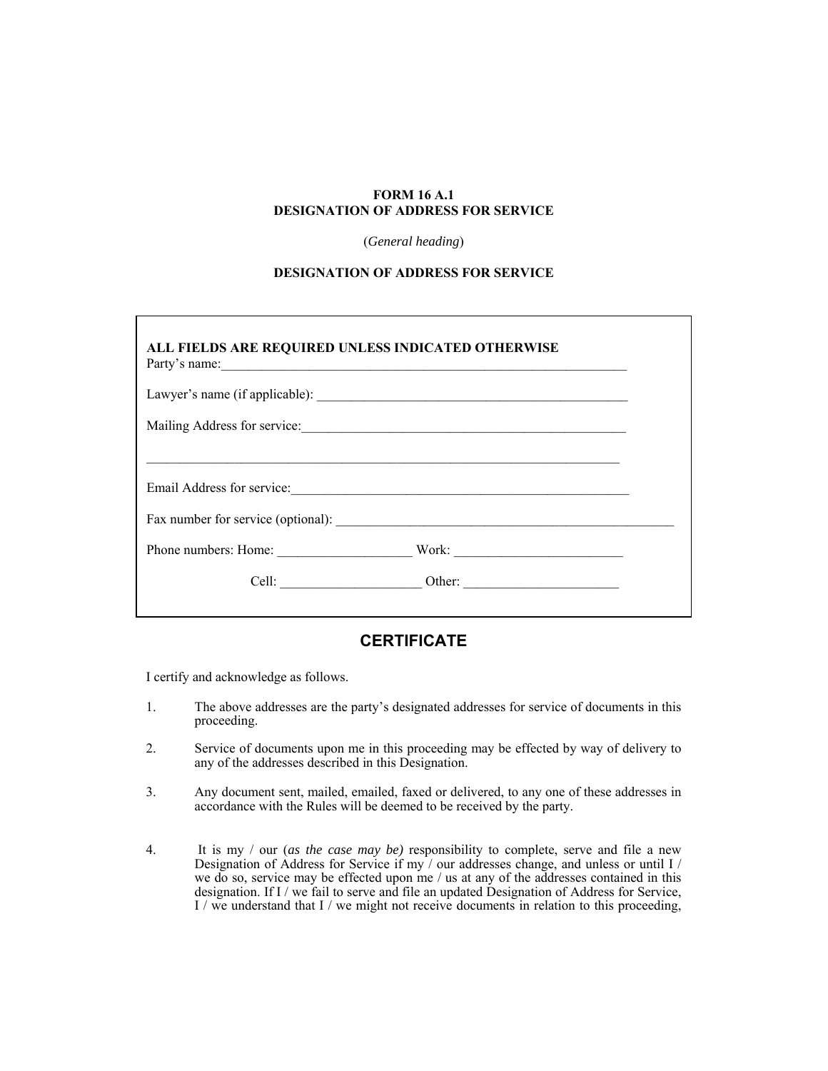**FORM 16 A.1**
**DESIGNATION OF ADDRESS FOR SERVICE**

(*General heading*)

**DESIGNATION OF ADDRESS FOR SERVICE**

**ALL FIELDS ARE REQUIRED UNLESS INDICATED OTHERWISE**

Party's name:_______________________________________________________________

Lawyer's name (if applicable): _______________________________________________

Mailing Address for service:__________________________________________________

______________________________________________________________________

Email Address for service:____________________________________________________

Fax number for service (optional): _____________________________________________

Phone numbers: Home: ____________________ Work: _________________________

Cell: _____________________ Other: _______________________

## CERTIFICATE

I certify and acknowledge as follows.

1. The above addresses are the party's designated addresses for service of documents in this proceeding.

2. Service of documents upon me in this proceeding may be effected by way of delivery to any of the addresses described in this Designation.

3. Any document sent, mailed, emailed, faxed or delivered, to any one of these addresses in accordance with the Rules will be deemed to be received by the party.

4. It is my / our (*as the case may be)* responsibility to complete, serve and file a new Designation of Address for Service if my / our addresses change, and unless or until I / we do so, service may be effected upon me / us at any of the addresses contained in this designation. If I / we fail to serve and file an updated Designation of Address for Service, I / we understand that I / we might not receive documents in relation to this proceeding,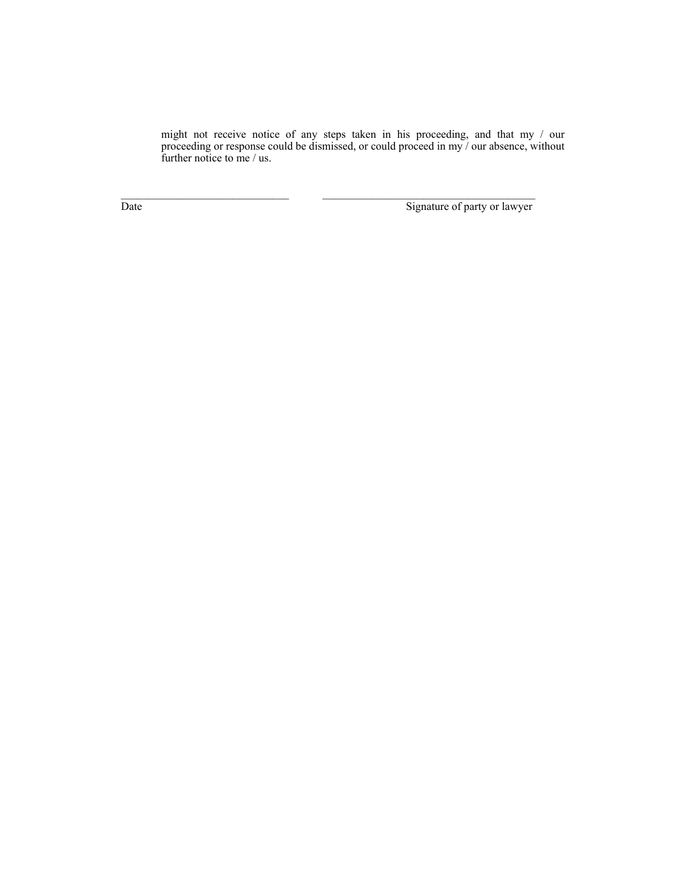might not receive notice of any steps taken in his proceeding, and that my / our proceeding or response could be dismissed, or could proceed in my / our absence, without further notice to me / us.

______________________________ ______________________________________

Date Signature of party or lawyer